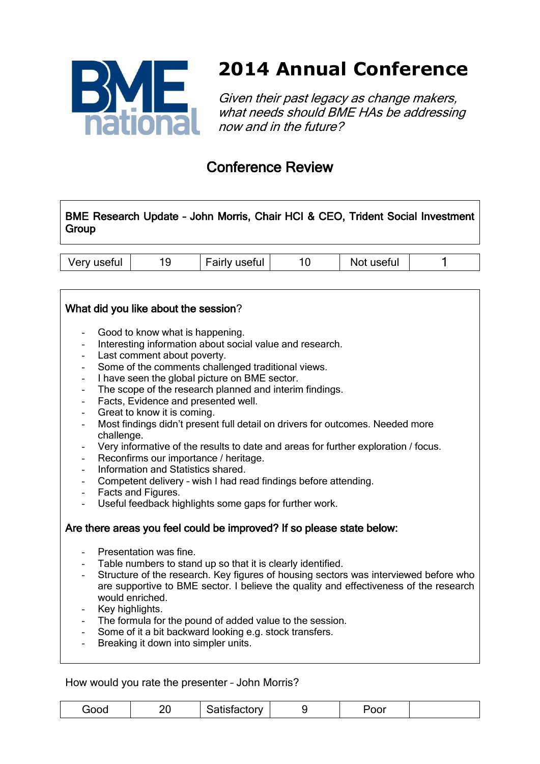BME national

# 2014 Annual Conference

*Given their past legacy as change makers, what needs should BME HAs be addressing now and in the future?*

## Conference Review

**BME Research Update – John Morris, Chair HCI & CEO, Trident Social Investment Group**

| Very useful | 19 | Fairly useful | 10 | Not useful | 1 |
|---|---|---|---|---|---|

**What did you like about the session?**

- Good to know what is happening.
- Interesting information about social value and research.
- Last comment about poverty.
- Some of the comments challenged traditional views.
- I have seen the global picture on BME sector.
- The scope of the research planned and interim findings.
- Facts, Evidence and presented well.
- Great to know it is coming.
- Most findings didn't present full detail on drivers for outcomes. Needed more challenge.
- Very informative of the results to date and areas for further exploration / focus.
- Reconfirms our importance / heritage.
- Information and Statistics shared.
- Competent delivery – wish I had read findings before attending.
- Facts and Figures.
- Useful feedback highlights some gaps for further work.

**Are there areas you feel could be improved? If so please state below:**

- Presentation was fine.
- Table numbers to stand up so that it is clearly identified.
- Structure of the research. Key figures of housing sectors was interviewed before who are supportive to BME sector. I believe the quality and effectiveness of the research would enriched.
- Key highlights.
- The formula for the pound of added value to the session.
- Some of it a bit backward looking e.g. stock transfers.
- Breaking it down into simpler units.

How would you rate the presenter – John Morris?

| Good | 20 | Satisfactory | 9 | Poor | |
|---|---|---|---|---|---|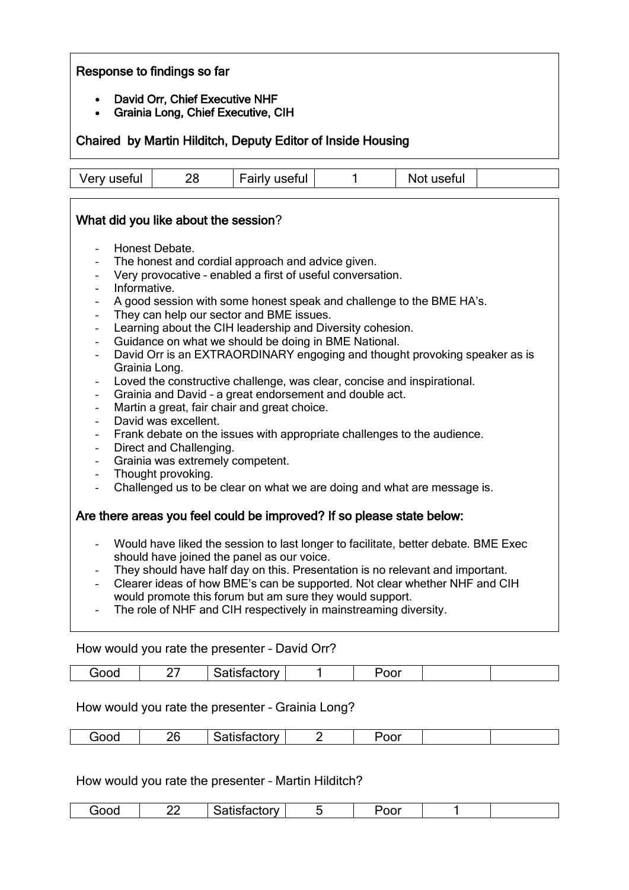**Response to findings so far**

- **David Orr, Chief Executive NHF**
- **Grainia Long, Chief Executive, CIH**

**Chaired by Martin Hilditch, Deputy Editor of Inside Housing**

| Very useful | 28 | Fairly useful | 1 | Not useful | |
|---|---|---|---|---|---|

**What did you like about the session**?

- Honest Debate.
- The honest and cordial approach and advice given.
- Very provocative – enabled a first of useful conversation.
- Informative.
- A good session with some honest speak and challenge to the BME HA's.
- They can help our sector and BME issues.
- Learning about the CIH leadership and Diversity cohesion.
- Guidance on what we should be doing in BME National.
- David Orr is an EXTRAORDINARY engoging and thought provoking speaker as is Grainia Long.
- Loved the constructive challenge, was clear, concise and inspirational.
- Grainia and David – a great endorsement and double act.
- Martin a great, fair chair and great choice.
- David was excellent.
- Frank debate on the issues with appropriate challenges to the audience.
- Direct and Challenging.
- Grainia was extremely competent.
- Thought provoking.
- Challenged us to be clear on what we are doing and what are message is.

**Are there areas you feel could be improved? If so please state below:**

- Would have liked the session to last longer to facilitate, better debate. BME Exec should have joined the panel as our voice.
- They should have half day on this. Presentation is no relevant and important.
- Clearer ideas of how BME's can be supported. Not clear whether NHF and CIH would promote this forum but am sure they would support.
- The role of NHF and CIH respectively in mainstreaming diversity.

How would you rate the presenter – David Orr?

| Good | 27 | Satisfactory | 1 | Poor | | |
|---|---|---|---|---|---|---|

How would you rate the presenter – Grainia Long?

| Good | 26 | Satisfactory | 2 | Poor | | |
|---|---|---|---|---|---|---|

How would you rate the presenter – Martin Hilditch?

| Good | 22 | Satisfactory | 5 | Poor | 1 | |
|---|---|---|---|---|---|---|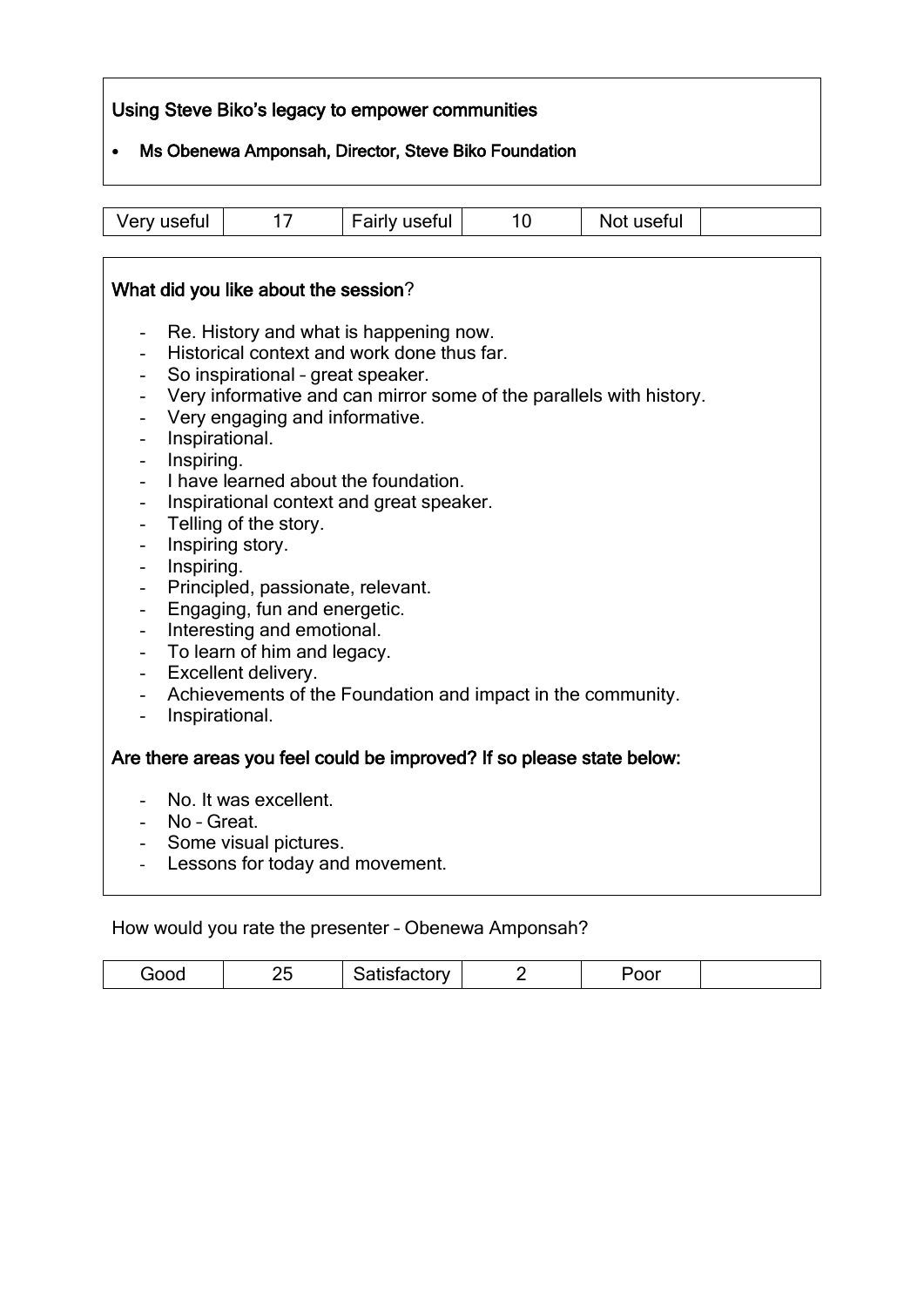**Using Steve Biko's legacy to empower communities**

- **Ms Obenewa Amponsah, Director, Steve Biko Foundation**

| Very useful | 17 | Fairly useful | 10 | Not useful | |
|---|---|---|---|---|---|

**What did you like about the session**?

- Re. History and what is happening now.
- Historical context and work done thus far.
- So inspirational – great speaker.
- Very informative and can mirror some of the parallels with history.
- Very engaging and informative.
- Inspirational.
- Inspiring.
- I have learned about the foundation.
- Inspirational context and great speaker.
- Telling of the story.
- Inspiring story.
- Inspiring.
- Principled, passionate, relevant.
- Engaging, fun and energetic.
- Interesting and emotional.
- To learn of him and legacy.
- Excellent delivery.
- Achievements of the Foundation and impact in the community.
- Inspirational.

**Are there areas you feel could be improved? If so please state below:**

- No. It was excellent.
- No – Great.
- Some visual pictures.
- Lessons for today and movement.

How would you rate the presenter – Obenewa Amponsah?

| Good | 25 | Satisfactory | 2 | Poor | |
|---|---|---|---|---|---|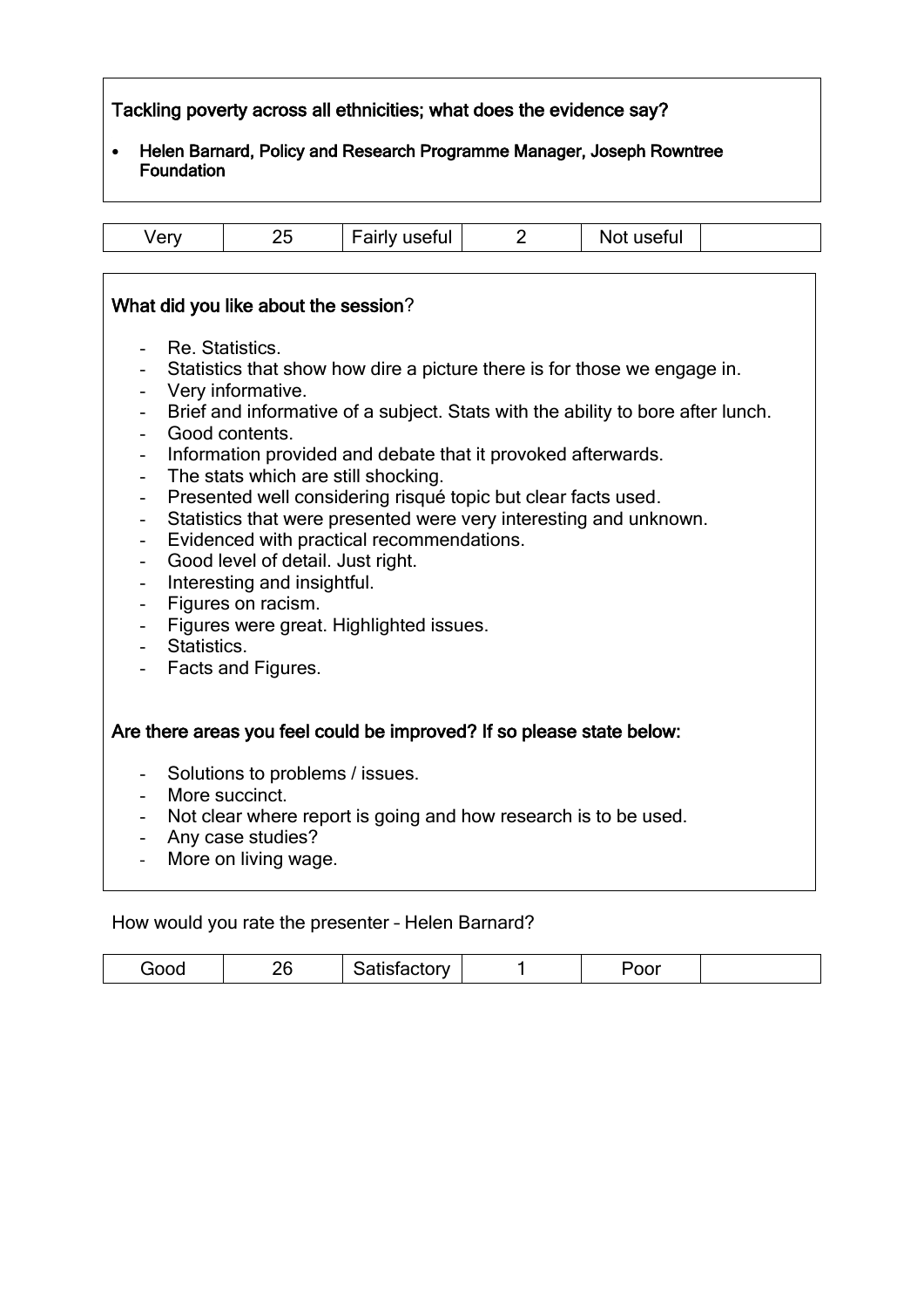**Tackling poverty across all ethnicities; what does the evidence say?**

- **Helen Barnard, Policy and Research Programme Manager, Joseph Rowntree Foundation**

| Very | 25 | Fairly useful | 2 | Not useful | |
|---|---|---|---|---|---|

**What did you like about the session?**

- Re. Statistics.
- Statistics that show how dire a picture there is for those we engage in.
- Very informative.
- Brief and informative of a subject. Stats with the ability to bore after lunch.
- Good contents.
- Information provided and debate that it provoked afterwards.
- The stats which are still shocking.
- Presented well considering risqué topic but clear facts used.
- Statistics that were presented were very interesting and unknown.
- Evidenced with practical recommendations.
- Good level of detail. Just right.
- Interesting and insightful.
- Figures on racism.
- Figures were great. Highlighted issues.
- Statistics.
- Facts and Figures.

**Are there areas you feel could be improved? If so please state below:**

- Solutions to problems / issues.
- More succinct.
- Not clear where report is going and how research is to be used.
- Any case studies?
- More on living wage.

How would you rate the presenter – Helen Barnard?

| Good | 26 | Satisfactory | 1 | Poor | |
|---|---|---|---|---|---|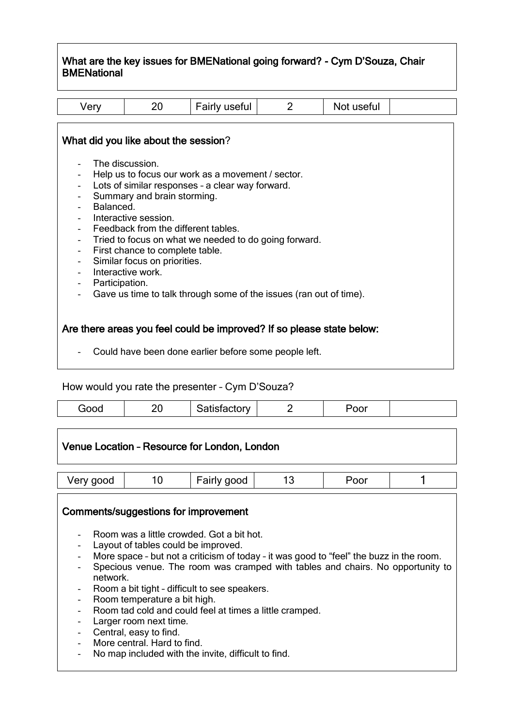**What are the key issues for BMENational going forward? - Cym D'Souza, Chair BMENational**

| Very | 20 | Fairly useful | 2 | Not useful | |
|---|---|---|---|---|---|

**What did you like about the session?**

- The discussion.
- Help us to focus our work as a movement / sector.
- Lots of similar responses – a clear way forward.
- Summary and brain storming.
- Balanced.
- Interactive session.
- Feedback from the different tables.
- Tried to focus on what we needed to do going forward.
- First chance to complete table.
- Similar focus on priorities.
- Interactive work.
- Participation.
- Gave us time to talk through some of the issues (ran out of time).

**Are there areas you feel could be improved? If so please state below:**

- Could have been done earlier before some people left.

How would you rate the presenter – Cym D'Souza?

| Good | 20 | Satisfactory | 2 | Poor | |
|---|---|---|---|---|---|

**Venue Location – Resource for London, London**

| Very good | 10 | Fairly good | 13 | Poor | 1 |
|---|---|---|---|---|---|

**Comments/suggestions for improvement**

- Room was a little crowded. Got a bit hot.
- Layout of tables could be improved.
- More space – but not a criticism of today – it was good to "feel" the buzz in the room.
- Specious venue. The room was cramped with tables and chairs. No opportunity to network.
- Room a bit tight – difficult to see speakers.
- Room temperature a bit high.
- Room tad cold and could feel at times a little cramped.
- Larger room next time.
- Central, easy to find.
- More central. Hard to find.
- No map included with the invite, difficult to find.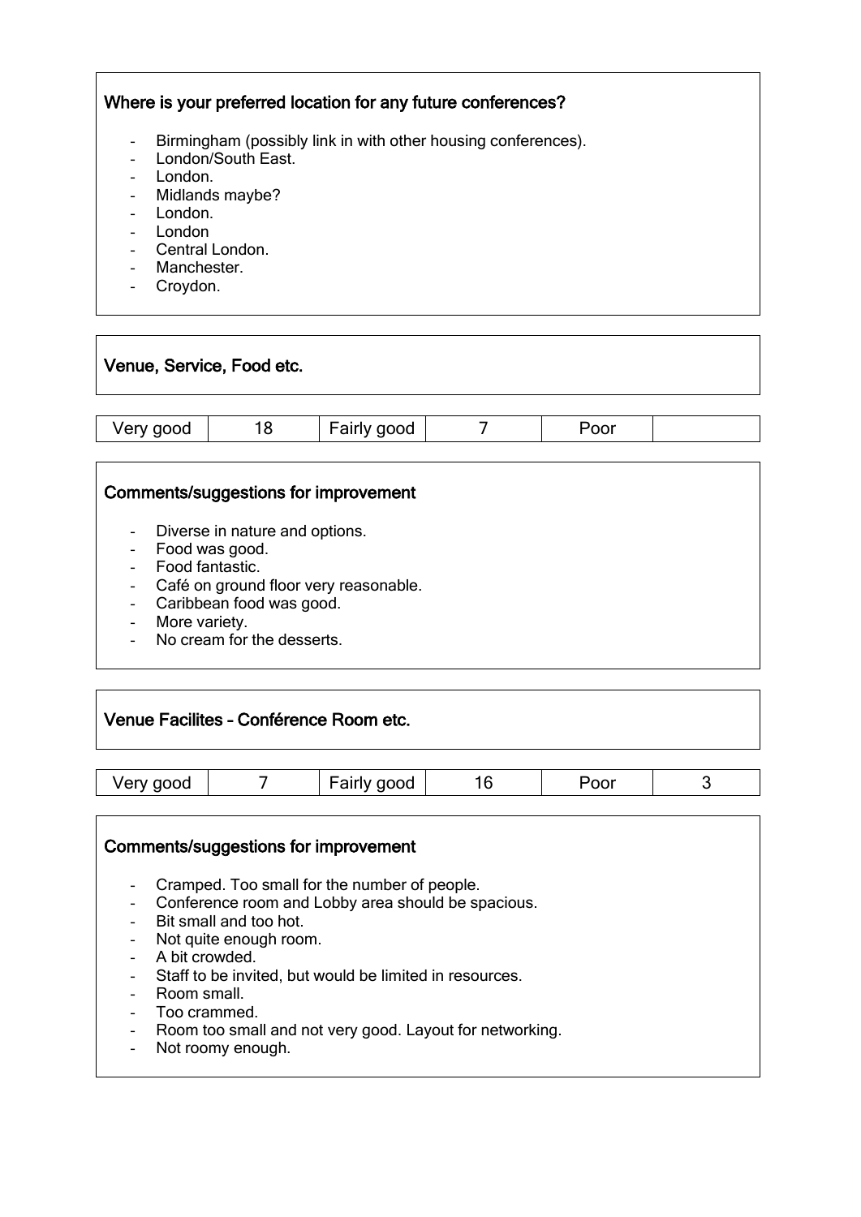### Where is your preferred location for any future conferences?

- Birmingham (possibly link in with other housing conferences).
- London/South East.
- London.
- Midlands maybe?
- London.
- London
- Central London.
- Manchester.
- Croydon.

### Venue, Service, Food etc.

| Very good | 18 | Fairly good | 7 | Poor | |
|---|---|---|---|---|---|

### Comments/suggestions for improvement

- Diverse in nature and options.
- Food was good.
- Food fantastic.
- Café on ground floor very reasonable.
- Caribbean food was good.
- More variety.
- No cream for the desserts.

### Venue Facilites – Conférence Room etc.

| Very good | 7 | Fairly good | 16 | Poor | 3 |
|---|---|---|---|---|---|

### Comments/suggestions for improvement

- Cramped. Too small for the number of people.
- Conference room and Lobby area should be spacious.
- Bit small and too hot.
- Not quite enough room.
- A bit crowded.
- Staff to be invited, but would be limited in resources.
- Room small.
- Too crammed.
- Room too small and not very good. Layout for networking.
- Not roomy enough.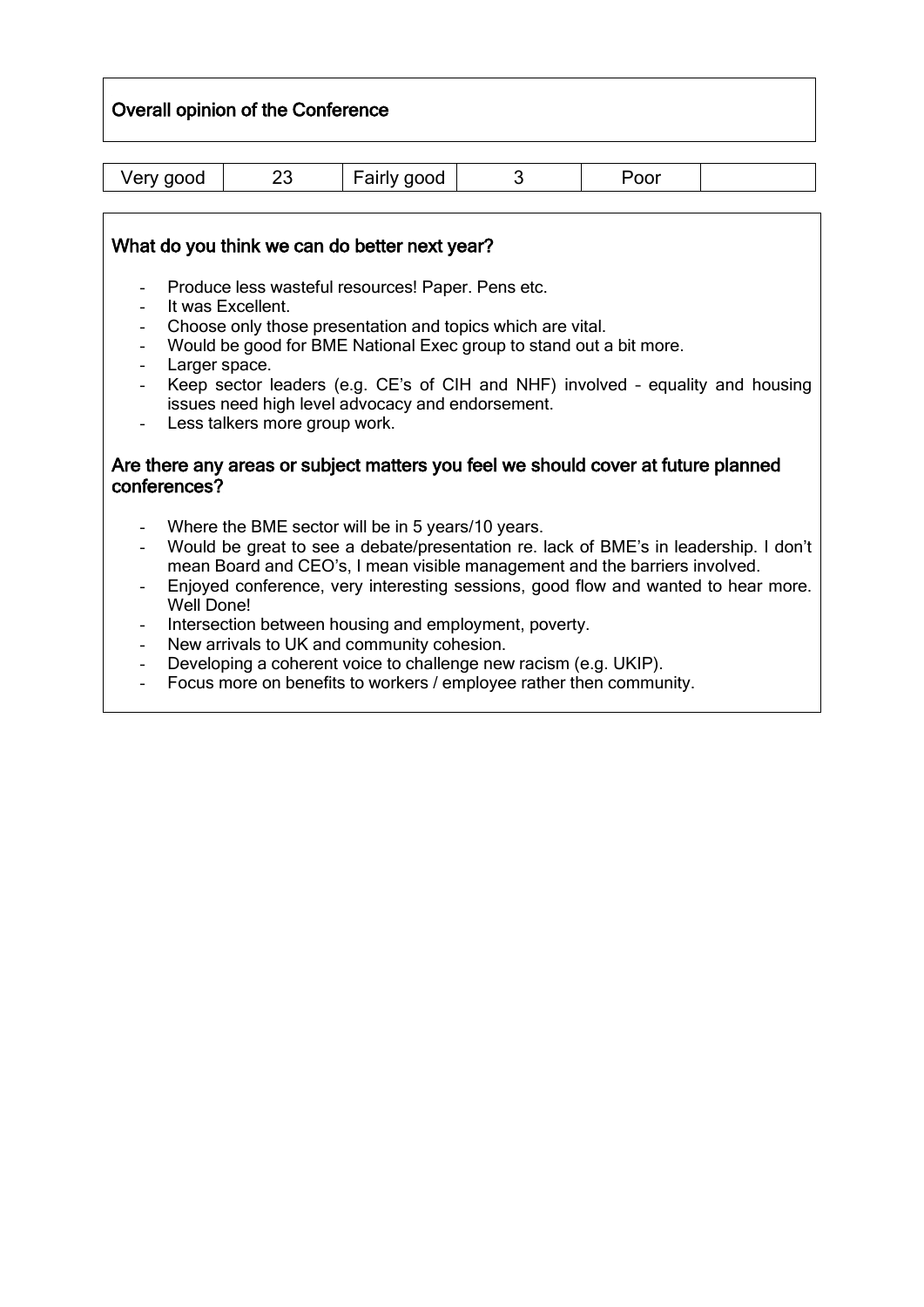## Overall opinion of the Conference

| | | | | | |
|---|---|---|---|---|---|
| Very good | 23 | Fairly good | 3 | Poor | |

### What do you think we can do better next year?

- Produce less wasteful resources! Paper. Pens etc.
- It was Excellent.
- Choose only those presentation and topics which are vital.
- Would be good for BME National Exec group to stand out a bit more.
- Larger space.
- Keep sector leaders (e.g. CE's of CIH and NHF) involved – equality and housing issues need high level advocacy and endorsement.
- Less talkers more group work.

### Are there any areas or subject matters you feel we should cover at future planned conferences?

- Where the BME sector will be in 5 years/10 years.
- Would be great to see a debate/presentation re. lack of BME's in leadership. I don't mean Board and CEO's, I mean visible management and the barriers involved.
- Enjoyed conference, very interesting sessions, good flow and wanted to hear more. Well Done!
- Intersection between housing and employment, poverty.
- New arrivals to UK and community cohesion.
- Developing a coherent voice to challenge new racism (e.g. UKIP).
- Focus more on benefits to workers / employee rather then community.